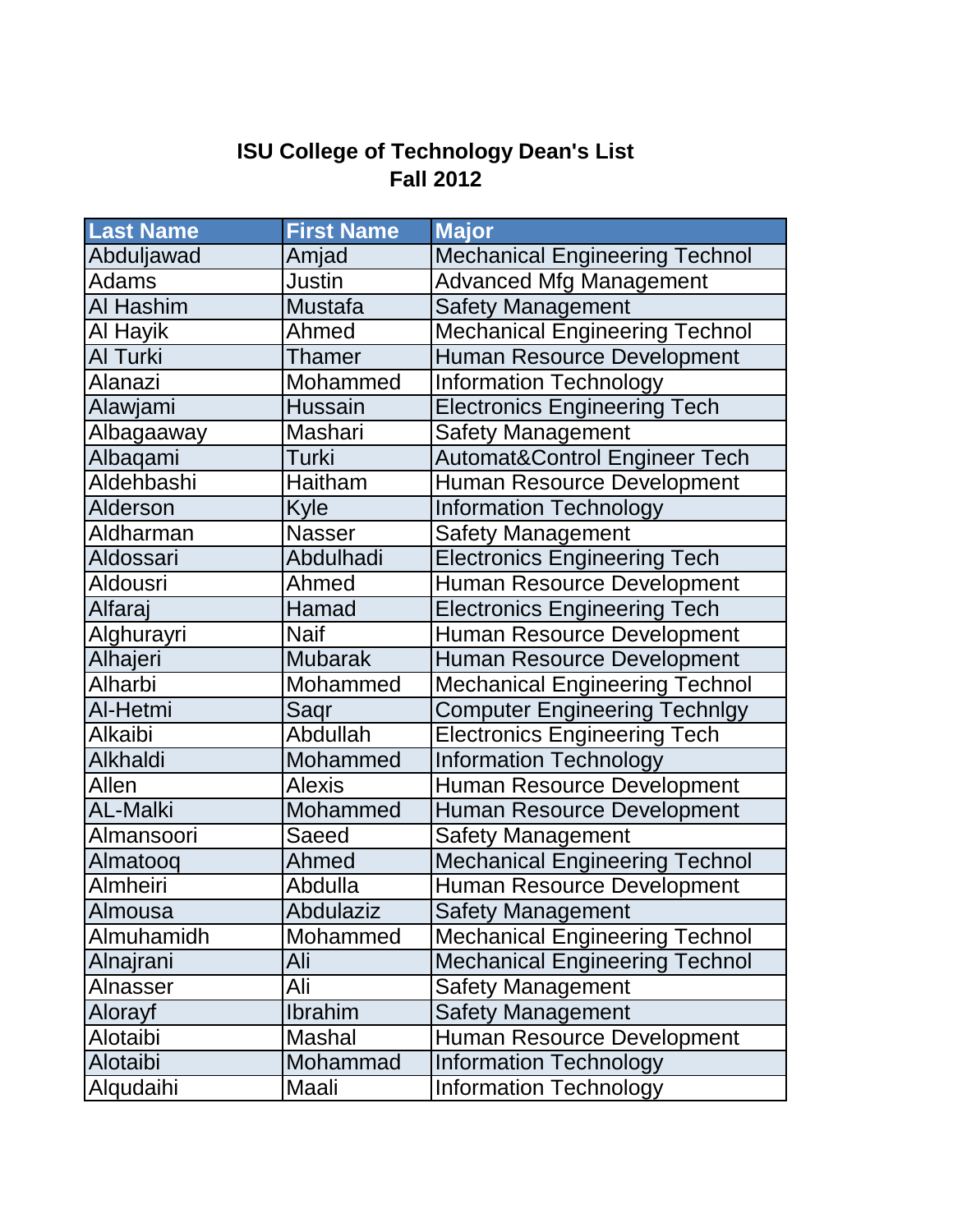# ISU College of Technology Dean's List
## Fall 2012

| Last Name | First Name | Major |
|---|---|---|
| Abduljawad | Amjad | Mechanical Engineering Technol |
| Adams | Justin | Advanced Mfg Management |
| Al Hashim | Mustafa | Safety Management |
| Al Hayik | Ahmed | Mechanical Engineering Technol |
| Al Turki | Thamer | Human Resource Development |
| Alanazi | Mohammed | Information Technology |
| Alawjami | Hussain | Electronics Engineering Tech |
| Albagaaway | Mashari | Safety Management |
| Albaqami | Turki | Automat&Control Engineer Tech |
| Aldehbashi | Haitham | Human Resource Development |
| Alderson | Kyle | Information Technology |
| Aldharman | Nasser | Safety Management |
| Aldossari | Abdulhadi | Electronics Engineering Tech |
| Aldousri | Ahmed | Human Resource Development |
| Alfaraj | Hamad | Electronics Engineering Tech |
| Alghurayri | Naif | Human Resource Development |
| Alhajeri | Mubarak | Human Resource Development |
| Alharbi | Mohammed | Mechanical Engineering Technol |
| Al-Hetmi | Saqr | Computer Engineering Technlgy |
| Alkaibi | Abdullah | Electronics Engineering Tech |
| Alkhaldi | Mohammed | Information Technology |
| Allen | Alexis | Human Resource Development |
| AL-Malki | Mohammed | Human Resource Development |
| Almansoori | Saeed | Safety Management |
| Almatooq | Ahmed | Mechanical Engineering Technol |
| Almheiri | Abdulla | Human Resource Development |
| Almousa | Abdulaziz | Safety Management |
| Almuhamidh | Mohammed | Mechanical Engineering Technol |
| Alnajrani | Ali | Mechanical Engineering Technol |
| Alnasser | Ali | Safety Management |
| Alorayf | Ibrahim | Safety Management |
| Alotaibi | Mashal | Human Resource Development |
| Alotaibi | Mohammad | Information Technology |
| Alqudaihi | Maali | Information Technology |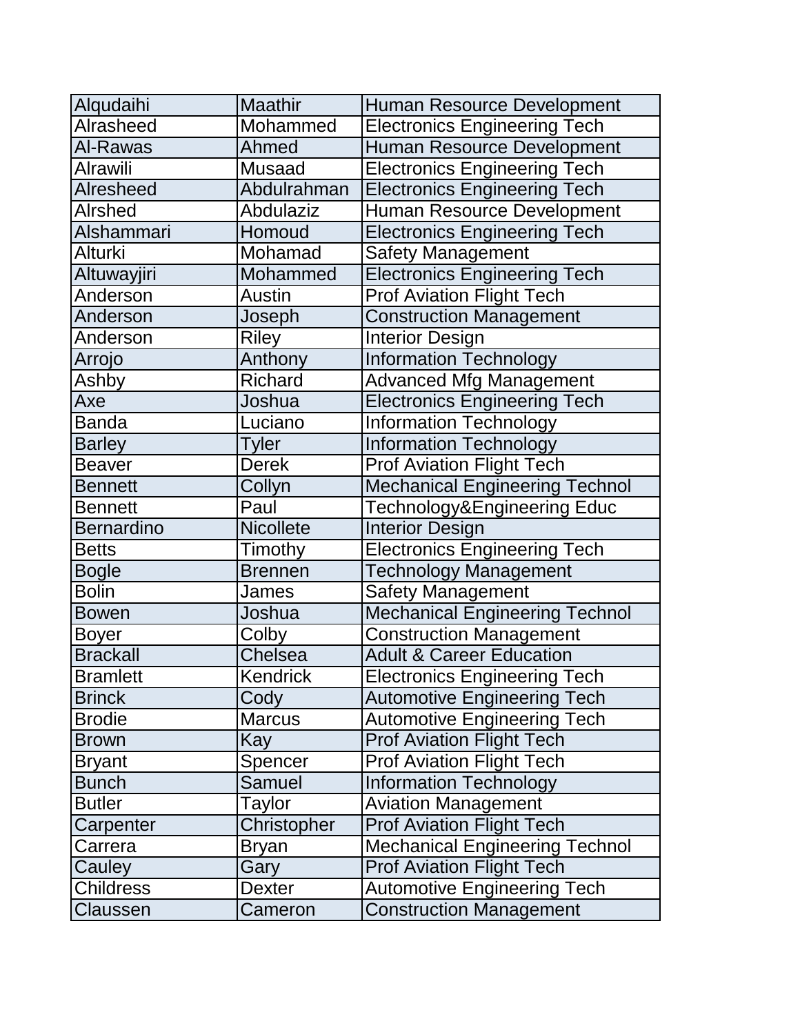| | | |
|---|---|---|
| Alqudaihi | Maathir | Human Resource Development |
| Alrasheed | Mohammed | Electronics Engineering Tech |
| Al-Rawas | Ahmed | Human Resource Development |
| Alrawili | Musaad | Electronics Engineering Tech |
| Alresheed | Abdulrahman | Electronics Engineering Tech |
| Alrshed | Abdulaziz | Human Resource Development |
| Alshammari | Homoud | Electronics Engineering Tech |
| Alturki | Mohamad | Safety Management |
| Altuwayjiri | Mohammed | Electronics Engineering Tech |
| Anderson | Austin | Prof Aviation Flight Tech |
| Anderson | Joseph | Construction Management |
| Anderson | Riley | Interior Design |
| Arrojo | Anthony | Information Technology |
| Ashby | Richard | Advanced Mfg Management |
| Axe | Joshua | Electronics Engineering Tech |
| Banda | Luciano | Information Technology |
| Barley | Tyler | Information Technology |
| Beaver | Derek | Prof Aviation Flight Tech |
| Bennett | Collyn | Mechanical Engineering Technol |
| Bennett | Paul | Technology&Engineering Educ |
| Bernardino | Nicollete | Interior Design |
| Betts | Timothy | Electronics Engineering Tech |
| Bogle | Brennen | Technology Management |
| Bolin | James | Safety Management |
| Bowen | Joshua | Mechanical Engineering Technol |
| Boyer | Colby | Construction Management |
| Brackall | Chelsea | Adult & Career Education |
| Bramlett | Kendrick | Electronics Engineering Tech |
| Brinck | Cody | Automotive Engineering Tech |
| Brodie | Marcus | Automotive Engineering Tech |
| Brown | Kay | Prof Aviation Flight Tech |
| Bryant | Spencer | Prof Aviation Flight Tech |
| Bunch | Samuel | Information Technology |
| Butler | Taylor | Aviation Management |
| Carpenter | Christopher | Prof Aviation Flight Tech |
| Carrera | Bryan | Mechanical Engineering Technol |
| Cauley | Gary | Prof Aviation Flight Tech |
| Childress | Dexter | Automotive Engineering Tech |
| Claussen | Cameron | Construction Management |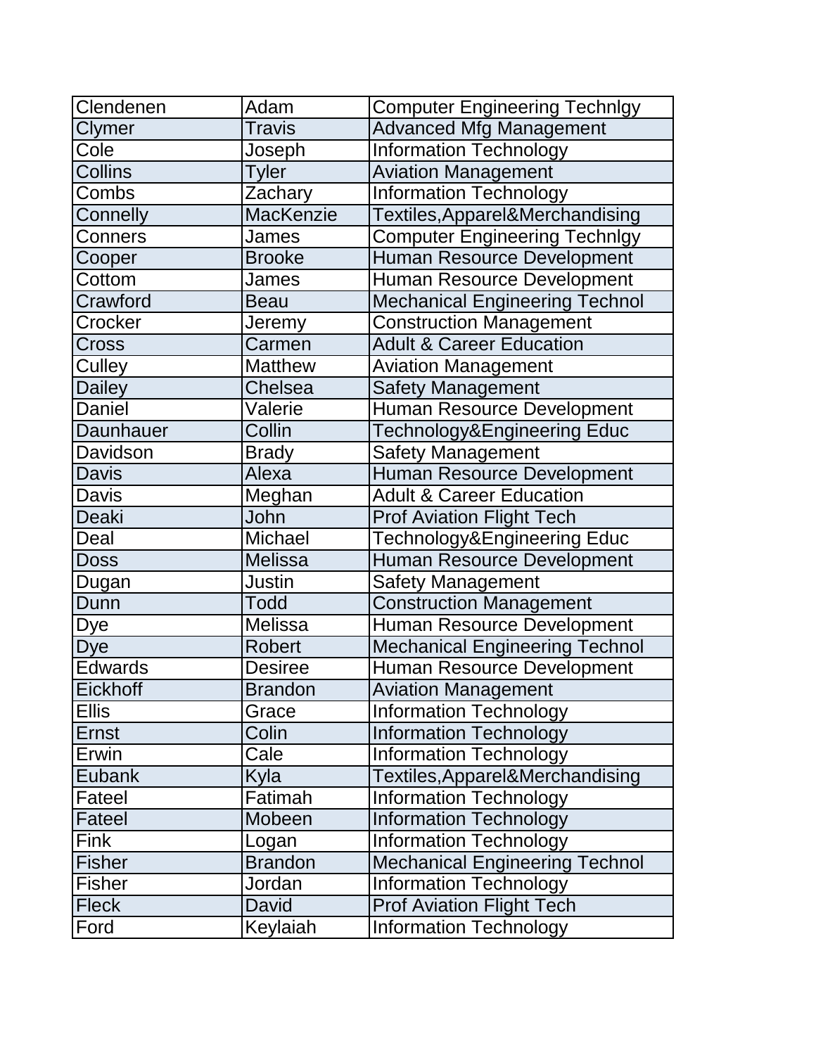| Clendenen | Adam | Computer Engineering Technlgy |
|---|---|---|
| Clymer | Travis | Advanced Mfg Management |
| Cole | Joseph | Information Technology |
| Collins | Tyler | Aviation Management |
| Combs | Zachary | Information Technology |
| Connelly | MacKenzie | Textiles,Apparel&Merchandising |
| Conners | James | Computer Engineering Technlgy |
| Cooper | Brooke | Human Resource Development |
| Cottom | James | Human Resource Development |
| Crawford | Beau | Mechanical Engineering Technol |
| Crocker | Jeremy | Construction Management |
| Cross | Carmen | Adult & Career Education |
| Culley | Matthew | Aviation Management |
| Dailey | Chelsea | Safety Management |
| Daniel | Valerie | Human Resource Development |
| Daunhauer | Collin | Technology&Engineering Educ |
| Davidson | Brady | Safety Management |
| Davis | Alexa | Human Resource Development |
| Davis | Meghan | Adult & Career Education |
| Deaki | John | Prof Aviation Flight Tech |
| Deal | Michael | Technology&Engineering Educ |
| Doss | Melissa | Human Resource Development |
| Dugan | Justin | Safety Management |
| Dunn | Todd | Construction Management |
| Dye | Melissa | Human Resource Development |
| Dye | Robert | Mechanical Engineering Technol |
| Edwards | Desiree | Human Resource Development |
| Eickhoff | Brandon | Aviation Management |
| Ellis | Grace | Information Technology |
| Ernst | Colin | Information Technology |
| Erwin | Cale | Information Technology |
| Eubank | Kyla | Textiles,Apparel&Merchandising |
| Fateel | Fatimah | Information Technology |
| Fateel | Mobeen | Information Technology |
| Fink | Logan | Information Technology |
| Fisher | Brandon | Mechanical Engineering Technol |
| Fisher | Jordan | Information Technology |
| Fleck | David | Prof Aviation Flight Tech |
| Ford | Keylaiah | Information Technology |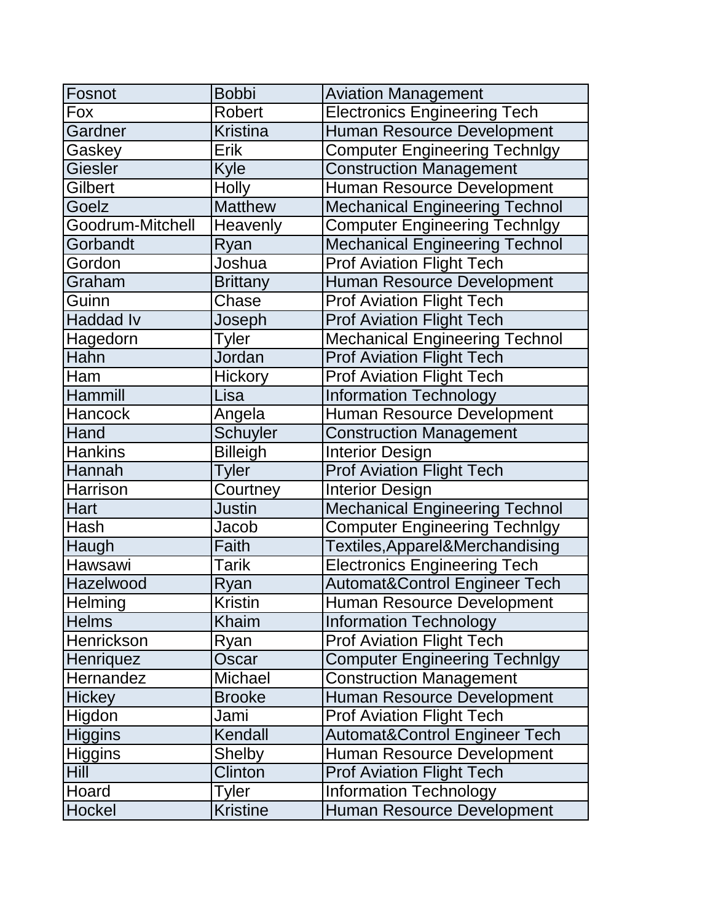| Fosnot | Bobbi | Aviation Management |
|---|---|---|
| Fox | Robert | Electronics Engineering Tech |
| Gardner | Kristina | Human Resource Development |
| Gaskey | Erik | Computer Engineering Technlgy |
| Giesler | Kyle | Construction Management |
| Gilbert | Holly | Human Resource Development |
| Goelz | Matthew | Mechanical Engineering Technol |
| Goodrum-Mitchell | Heavenly | Computer Engineering Technlgy |
| Gorbandt | Ryan | Mechanical Engineering Technol |
| Gordon | Joshua | Prof Aviation Flight Tech |
| Graham | Brittany | Human Resource Development |
| Guinn | Chase | Prof Aviation Flight Tech |
| Haddad Iv | Joseph | Prof Aviation Flight Tech |
| Hagedorn | Tyler | Mechanical Engineering Technol |
| Hahn | Jordan | Prof Aviation Flight Tech |
| Ham | Hickory | Prof Aviation Flight Tech |
| Hammill | Lisa | Information Technology |
| Hancock | Angela | Human Resource Development |
| Hand | Schuyler | Construction Management |
| Hankins | Billeigh | Interior Design |
| Hannah | Tyler | Prof Aviation Flight Tech |
| Harrison | Courtney | Interior Design |
| Hart | Justin | Mechanical Engineering Technol |
| Hash | Jacob | Computer Engineering Technlgy |
| Haugh | Faith | Textiles,Apparel&Merchandising |
| Hawsawi | Tarik | Electronics Engineering Tech |
| Hazelwood | Ryan | Automat&Control Engineer Tech |
| Helming | Kristin | Human Resource Development |
| Helms | Khaim | Information Technology |
| Henrickson | Ryan | Prof Aviation Flight Tech |
| Henriquez | Oscar | Computer Engineering Technlgy |
| Hernandez | Michael | Construction Management |
| Hickey | Brooke | Human Resource Development |
| Higdon | Jami | Prof Aviation Flight Tech |
| Higgins | Kendall | Automat&Control Engineer Tech |
| Higgins | Shelby | Human Resource Development |
| Hill | Clinton | Prof Aviation Flight Tech |
| Hoard | Tyler | Information Technology |
| Hockel | Kristine | Human Resource Development |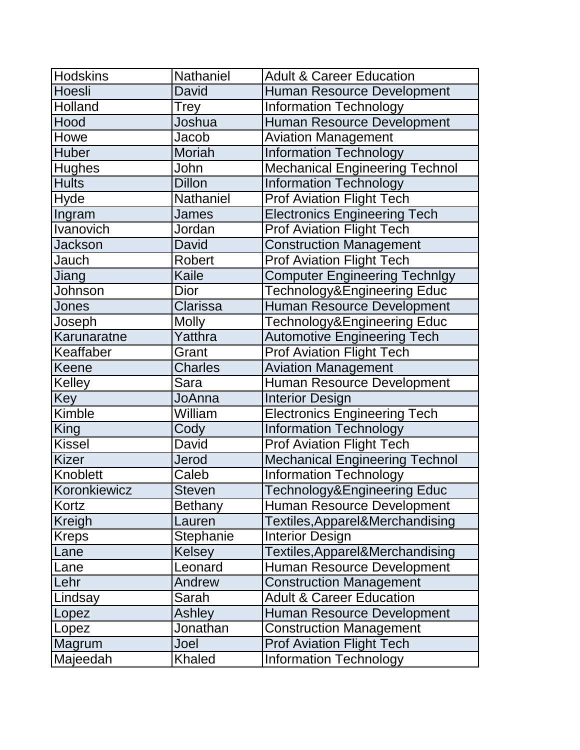| Hodskins | Nathaniel | Adult & Career Education |
|---|---|---|
| Hoesli | David | Human Resource Development |
| Holland | Trey | Information Technology |
| Hood | Joshua | Human Resource Development |
| Howe | Jacob | Aviation Management |
| Huber | Moriah | Information Technology |
| Hughes | John | Mechanical Engineering Technol |
| Hults | Dillon | Information Technology |
| Hyde | Nathaniel | Prof Aviation Flight Tech |
| Ingram | James | Electronics Engineering Tech |
| Ivanovich | Jordan | Prof Aviation Flight Tech |
| Jackson | David | Construction Management |
| Jauch | Robert | Prof Aviation Flight Tech |
| Jiang | Kaile | Computer Engineering Technlgy |
| Johnson | Dior | Technology&Engineering Educ |
| Jones | Clarissa | Human Resource Development |
| Joseph | Molly | Technology&Engineering Educ |
| Karunaratne | Yatthra | Automotive Engineering Tech |
| Keaffaber | Grant | Prof Aviation Flight Tech |
| Keene | Charles | Aviation Management |
| Kelley | Sara | Human Resource Development |
| Key | JoAnna | Interior Design |
| Kimble | William | Electronics Engineering Tech |
| King | Cody | Information Technology |
| Kissel | David | Prof Aviation Flight Tech |
| Kizer | Jerod | Mechanical Engineering Technol |
| Knoblett | Caleb | Information Technology |
| Koronkiewicz | Steven | Technology&Engineering Educ |
| Kortz | Bethany | Human Resource Development |
| Kreigh | Lauren | Textiles,Apparel&Merchandising |
| Kreps | Stephanie | Interior Design |
| Lane | Kelsey | Textiles,Apparel&Merchandising |
| Lane | Leonard | Human Resource Development |
| Lehr | Andrew | Construction Management |
| Lindsay | Sarah | Adult & Career Education |
| Lopez | Ashley | Human Resource Development |
| Lopez | Jonathan | Construction Management |
| Magrum | Joel | Prof Aviation Flight Tech |
| Majeedah | Khaled | Information Technology |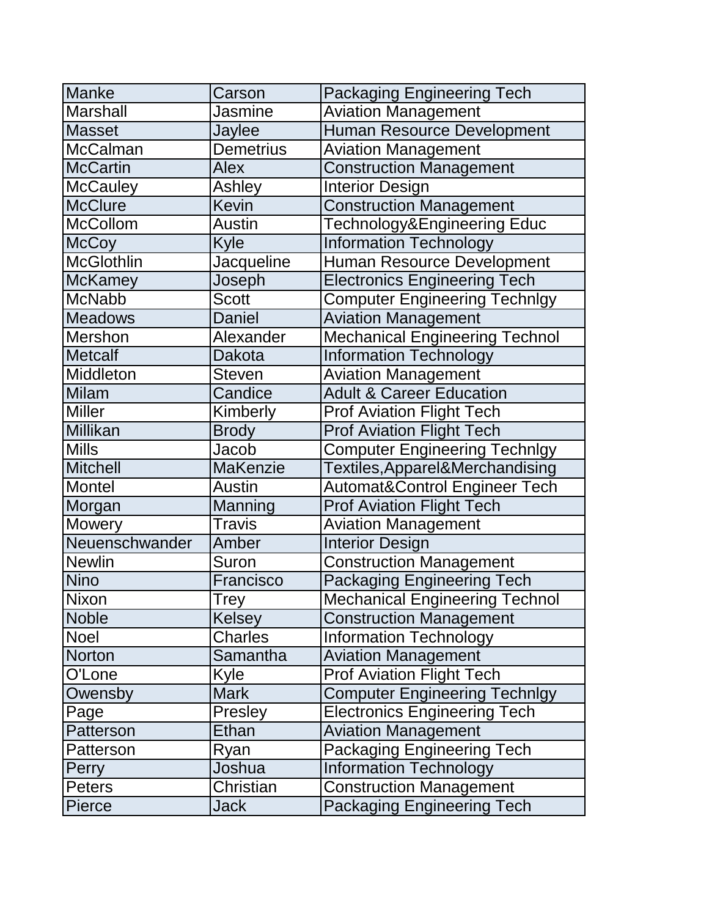| Manke | Carson | Packaging Engineering Tech |
|---|---|---|
| Marshall | Jasmine | Aviation Management |
| Masset | Jaylee | Human Resource Development |
| McCalman | Demetrius | Aviation Management |
| McCartin | Alex | Construction Management |
| McCauley | Ashley | Interior Design |
| McClure | Kevin | Construction Management |
| McCollom | Austin | Technology&Engineering Educ |
| McCoy | Kyle | Information Technology |
| McGlothlin | Jacqueline | Human Resource Development |
| McKamey | Joseph | Electronics Engineering Tech |
| McNabb | Scott | Computer Engineering Technlgy |
| Meadows | Daniel | Aviation Management |
| Mershon | Alexander | Mechanical Engineering Technol |
| Metcalf | Dakota | Information Technology |
| Middleton | Steven | Aviation Management |
| Milam | Candice | Adult & Career Education |
| Miller | Kimberly | Prof Aviation Flight Tech |
| Millikan | Brody | Prof Aviation Flight Tech |
| Mills | Jacob | Computer Engineering Technlgy |
| Mitchell | MaKenzie | Textiles,Apparel&Merchandising |
| Montel | Austin | Automat&Control Engineer Tech |
| Morgan | Manning | Prof Aviation Flight Tech |
| Mowery | Travis | Aviation Management |
| Neuenschwander | Amber | Interior Design |
| Newlin | Suron | Construction Management |
| Nino | Francisco | Packaging Engineering Tech |
| Nixon | Trey | Mechanical Engineering Technol |
| Noble | Kelsey | Construction Management |
| Noel | Charles | Information Technology |
| Norton | Samantha | Aviation Management |
| O'Lone | Kyle | Prof Aviation Flight Tech |
| Owensby | Mark | Computer Engineering Technlgy |
| Page | Presley | Electronics Engineering Tech |
| Patterson | Ethan | Aviation Management |
| Patterson | Ryan | Packaging Engineering Tech |
| Perry | Joshua | Information Technology |
| Peters | Christian | Construction Management |
| Pierce | Jack | Packaging Engineering Tech |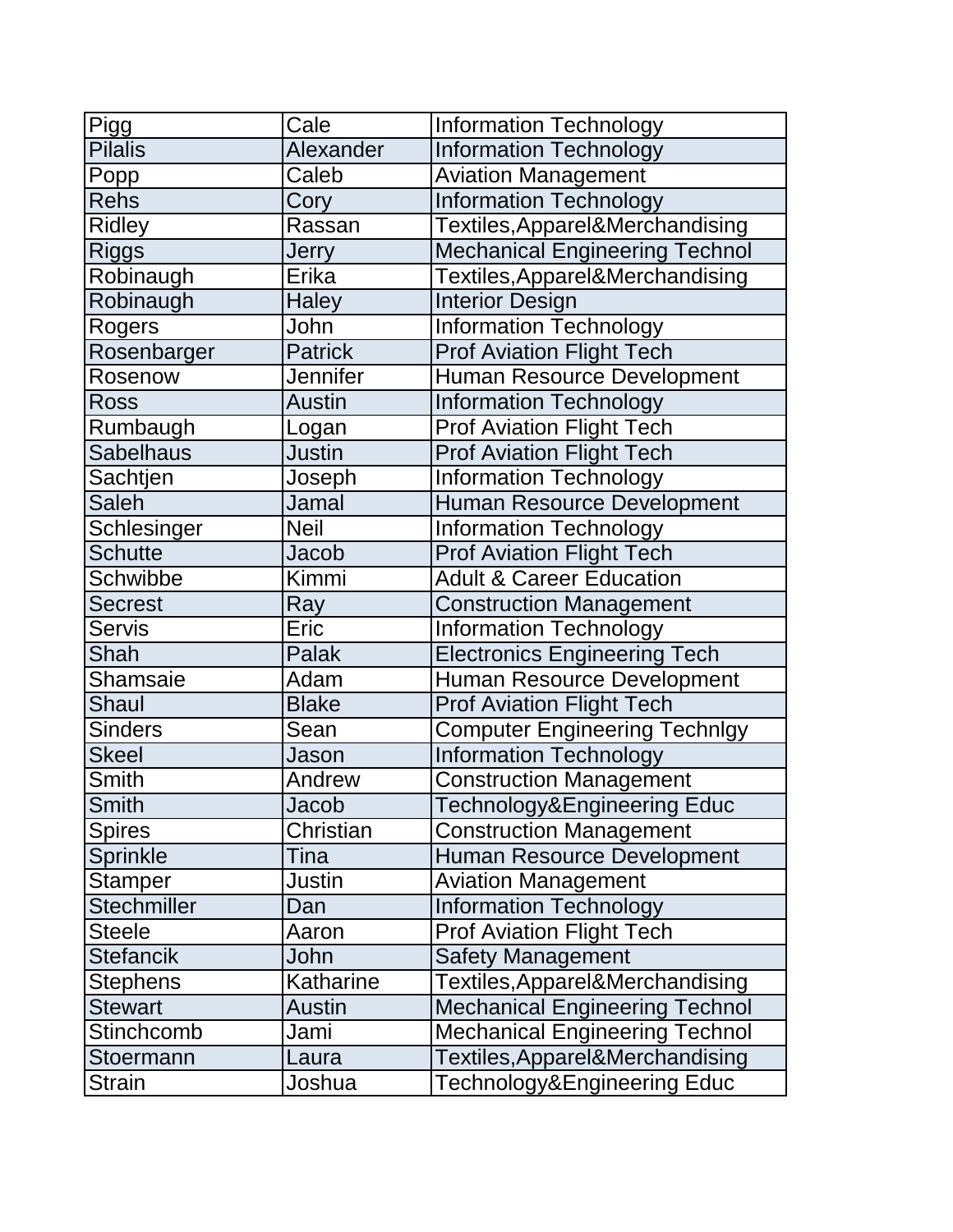| Pigg | Cale | Information Technology |
|---|---|---|
| Pilalis | Alexander | Information Technology |
| Popp | Caleb | Aviation Management |
| Rehs | Cory | Information Technology |
| Ridley | Rassan | Textiles,Apparel&Merchandising |
| Riggs | Jerry | Mechanical Engineering Technol |
| Robinaugh | Erika | Textiles,Apparel&Merchandising |
| Robinaugh | Haley | Interior Design |
| Rogers | John | Information Technology |
| Rosenbarger | Patrick | Prof Aviation Flight Tech |
| Rosenow | Jennifer | Human Resource Development |
| Ross | Austin | Information Technology |
| Rumbaugh | Logan | Prof Aviation Flight Tech |
| Sabelhaus | Justin | Prof Aviation Flight Tech |
| Sachtjen | Joseph | Information Technology |
| Saleh | Jamal | Human Resource Development |
| Schlesinger | Neil | Information Technology |
| Schutte | Jacob | Prof Aviation Flight Tech |
| Schwibbe | Kimmi | Adult & Career Education |
| Secrest | Ray | Construction Management |
| Servis | Eric | Information Technology |
| Shah | Palak | Electronics Engineering Tech |
| Shamsaie | Adam | Human Resource Development |
| Shaul | Blake | Prof Aviation Flight Tech |
| Sinders | Sean | Computer Engineering Technlgy |
| Skeel | Jason | Information Technology |
| Smith | Andrew | Construction Management |
| Smith | Jacob | Technology&Engineering Educ |
| Spires | Christian | Construction Management |
| Sprinkle | Tina | Human Resource Development |
| Stamper | Justin | Aviation Management |
| Stechmiller | Dan | Information Technology |
| Steele | Aaron | Prof Aviation Flight Tech |
| Stefancik | John | Safety Management |
| Stephens | Katharine | Textiles,Apparel&Merchandising |
| Stewart | Austin | Mechanical Engineering Technol |
| Stinchcomb | Jami | Mechanical Engineering Technol |
| Stoermann | Laura | Textiles,Apparel&Merchandising |
| Strain | Joshua | Technology&Engineering Educ |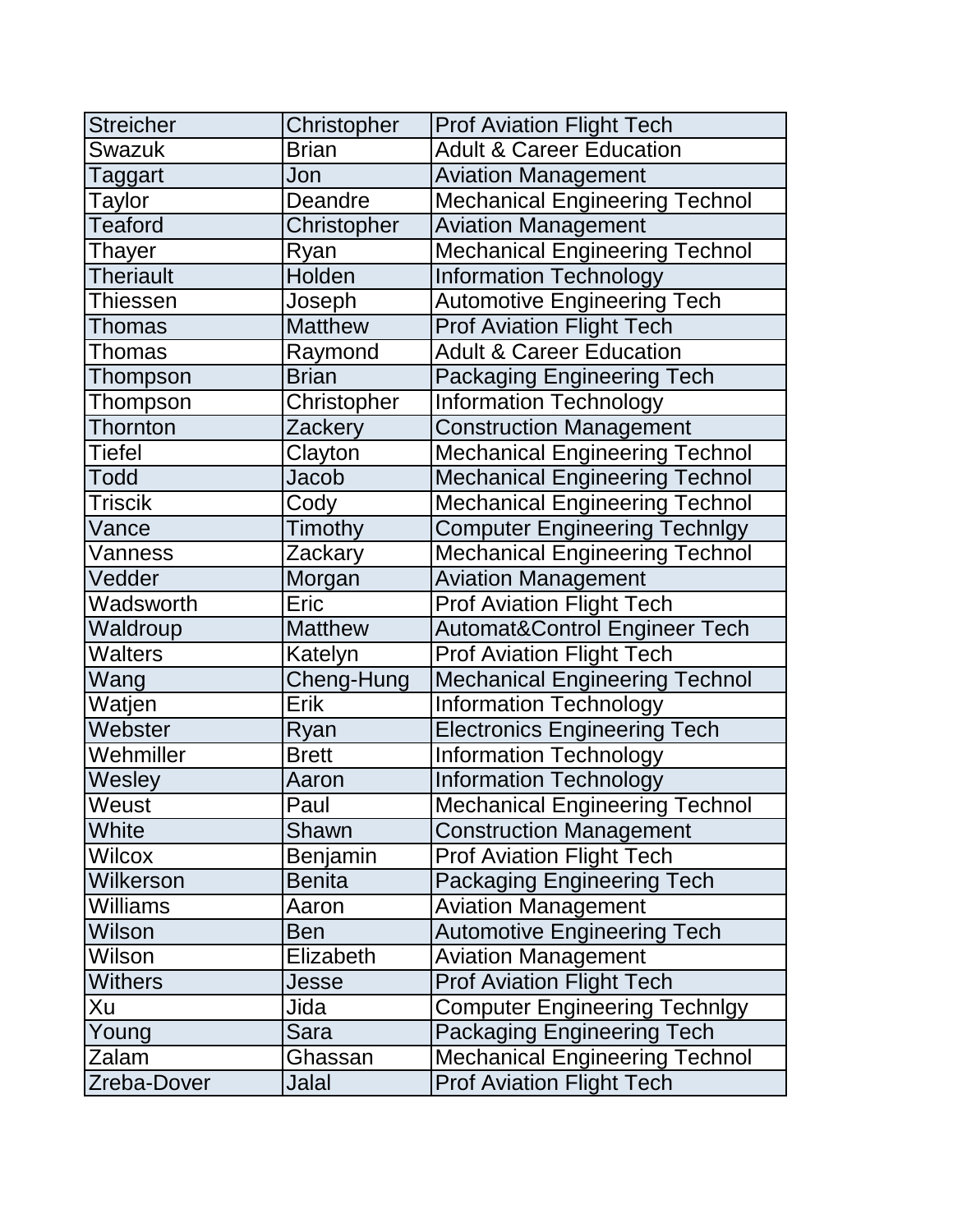| | | |
|---|---|---|
| Streicher | Christopher | Prof Aviation Flight Tech |
| Swazuk | Brian | Adult & Career Education |
| Taggart | Jon | Aviation Management |
| Taylor | Deandre | Mechanical Engineering Technol |
| Teaford | Christopher | Aviation Management |
| Thayer | Ryan | Mechanical Engineering Technol |
| Theriault | Holden | Information Technology |
| Thiessen | Joseph | Automotive Engineering Tech |
| Thomas | Matthew | Prof Aviation Flight Tech |
| Thomas | Raymond | Adult & Career Education |
| Thompson | Brian | Packaging Engineering Tech |
| Thompson | Christopher | Information Technology |
| Thornton | Zackery | Construction Management |
| Tiefel | Clayton | Mechanical Engineering Technol |
| Todd | Jacob | Mechanical Engineering Technol |
| Triscik | Cody | Mechanical Engineering Technol |
| Vance | Timothy | Computer Engineering Technlgy |
| Vanness | Zackary | Mechanical Engineering Technol |
| Vedder | Morgan | Aviation Management |
| Wadsworth | Eric | Prof Aviation Flight Tech |
| Waldroup | Matthew | Automat&Control Engineer Tech |
| Walters | Katelyn | Prof Aviation Flight Tech |
| Wang | Cheng-Hung | Mechanical Engineering Technol |
| Watjen | Erik | Information Technology |
| Webster | Ryan | Electronics Engineering Tech |
| Wehmiller | Brett | Information Technology |
| Wesley | Aaron | Information Technology |
| Weust | Paul | Mechanical Engineering Technol |
| White | Shawn | Construction Management |
| Wilcox | Benjamin | Prof Aviation Flight Tech |
| Wilkerson | Benita | Packaging Engineering Tech |
| Williams | Aaron | Aviation Management |
| Wilson | Ben | Automotive Engineering Tech |
| Wilson | Elizabeth | Aviation Management |
| Withers | Jesse | Prof Aviation Flight Tech |
| Xu | Jida | Computer Engineering Technlgy |
| Young | Sara | Packaging Engineering Tech |
| Zalam | Ghassan | Mechanical Engineering Technol |
| Zreba-Dover | Jalal | Prof Aviation Flight Tech |